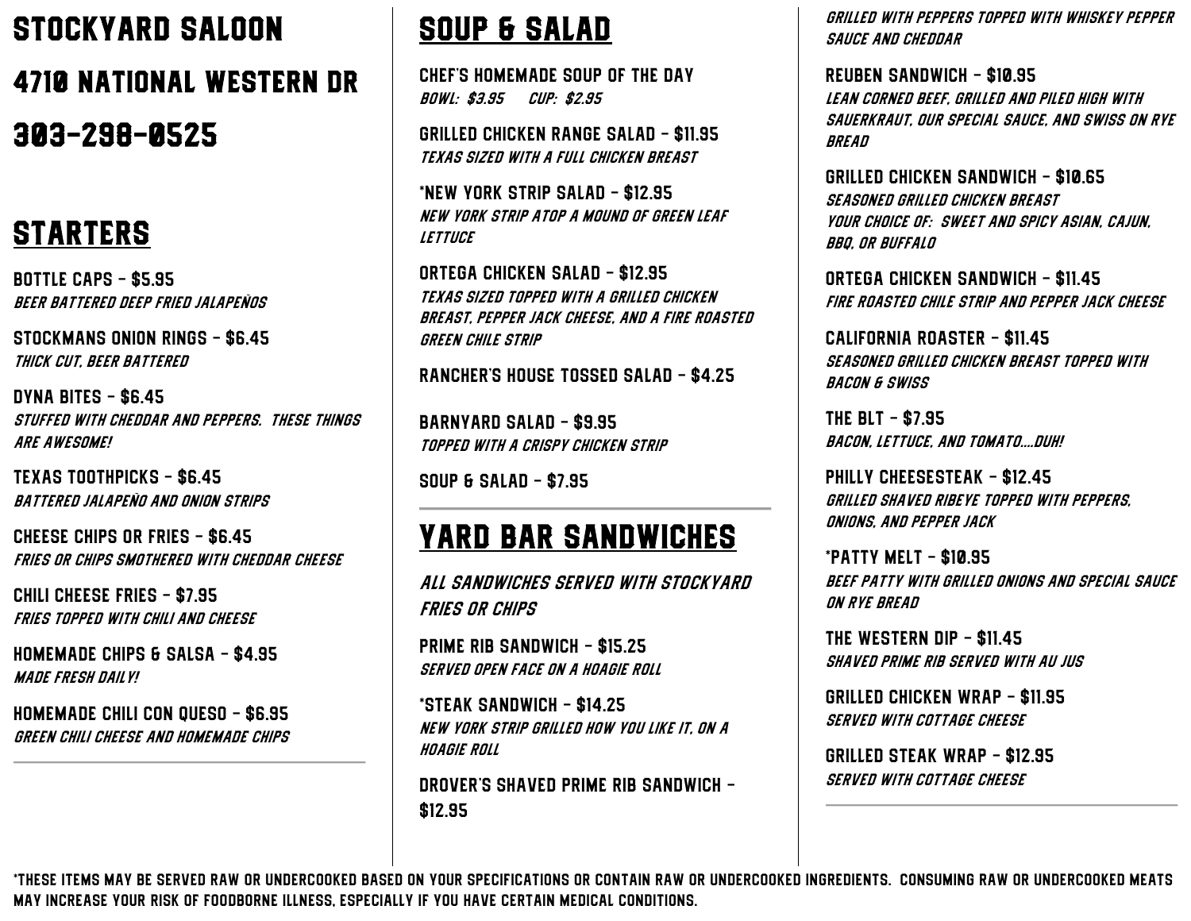# STOCKYARD SALOON

# 4710 NATIONAL WESTERN DR

# 303-298-0525

## STARTERS

**BOTTLE CAPS – $5.95**
*BEER BATTERED DEEP FRIED JALAPEÑOS*

**STOCKMANS ONION RINGS – $6.45**
*THICK CUT, BEER BATTERED*

**DYNA BITES – $6.45**
*STUFFED WITH CHEDDAR AND PEPPERS. THESE THINGS ARE AWESOME!*

**TEXAS TOOTHPICKS – $6.45**
*BATTERED JALAPEÑO AND ONION STRIPS*

**CHEESE CHIPS OR FRIES – $6.45**
*FRIES OR CHIPS SMOTHERED WITH CHEDDAR CHEESE*

**CHILI CHEESE FRIES – $7.95**
*FRIES TOPPED WITH CHILI AND CHEESE*

**HOMEMADE CHIPS & SALSA – $4.95**
*MADE FRESH DAILY!*

**HOMEMADE CHILI CON QUESO – $6.95**
*GREEN CHILI CHEESE AND HOMEMADE CHIPS*

## SOUP & SALAD

**CHEF'S HOMEMADE SOUP OF THE DAY**
*BOWL: $3.95 CUP: $2.95*

**GRILLED CHICKEN RANGE SALAD – $11.95**
*TEXAS SIZED WITH A FULL CHICKEN BREAST*

**\*NEW YORK STRIP SALAD – $12.95**
*NEW YORK STRIP ATOP A MOUND OF GREEN LEAF LETTUCE*

**ORTEGA CHICKEN SALAD – $12.95**
*TEXAS SIZED TOPPED WITH A GRILLED CHICKEN BREAST, PEPPER JACK CHEESE, AND A FIRE ROASTED GREEN CHILE STRIP*

**RANCHER'S HOUSE TOSSED SALAD – $4.25**

**BARNYARD SALAD – $9.95**
*TOPPED WITH A CRISPY CHICKEN STRIP*

**SOUP & SALAD – $7.95**

## YARD BAR SANDWICHES

*ALL SANDWICHES SERVED WITH STOCKYARD FRIES OR CHIPS*

**PRIME RIB SANDWICH – $15.25**
*SERVED OPEN FACE ON A HOAGIE ROLL*

**\*STEAK SANDWICH – $14.25**
*NEW YORK STRIP GRILLED HOW YOU LIKE IT, ON A HOAGIE ROLL*

**DROVER'S SHAVED PRIME RIB SANDWICH – $12.95**
*GRILLED WITH PEPPERS TOPPED WITH WHISKEY PEPPER SAUCE AND CHEDDAR*

**REUBEN SANDWICH – $10.95**
*LEAN CORNED BEEF, GRILLED AND PILED HIGH WITH SAUERKRAUT, OUR SPECIAL SAUCE, AND SWISS ON RYE BREAD*

**GRILLED CHICKEN SANDWICH – $10.65**
*SEASONED GRILLED CHICKEN BREAST*
*YOUR CHOICE OF: SWEET AND SPICY ASIAN, CAJUN, BBQ, OR BUFFALO*

**ORTEGA CHICKEN SANDWICH – $11.45**
*FIRE ROASTED CHILE STRIP AND PEPPER JACK CHEESE*

**CALIFORNIA ROASTER – $11.45**
*SEASONED GRILLED CHICKEN BREAST TOPPED WITH BACON & SWISS*

**THE BLT – $7.95**
*BACON, LETTUCE, AND TOMATO….DUH!*

**PHILLY CHEESESTEAK – $12.45**
*GRILLED SHAVED RIBEYE TOPPED WITH PEPPERS, ONIONS, AND PEPPER JACK*

**\*PATTY MELT – $10.95**
*BEEF PATTY WITH GRILLED ONIONS AND SPECIAL SAUCE ON RYE BREAD*

**THE WESTERN DIP – $11.45**
*SHAVED PRIME RIB SERVED WITH AU JUS*

**GRILLED CHICKEN WRAP – $11.95**
*SERVED WITH COTTAGE CHEESE*

**GRILLED STEAK WRAP – $12.95**
*SERVED WITH COTTAGE CHEESE*

*THESE ITEMS MAY BE SERVED RAW OR UNDERCOOKED BASED ON YOUR SPECIFICATIONS OR CONTAIN RAW OR UNDERCOOKED INGREDIENTS. CONSUMING RAW OR UNDERCOOKED MEATS MAY INCREASE YOUR RISK OF FOODBORNE ILLNESS, ESPECIALLY IF YOU HAVE CERTAIN MEDICAL CONDITIONS.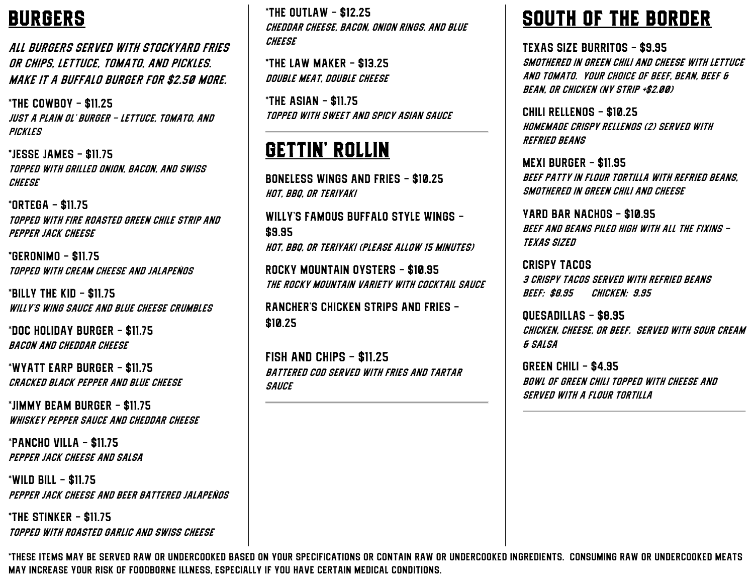## BURGERS

*ALL BURGERS SERVED WITH STOCKYARD FRIES OR CHIPS, LETTUCE, TOMATO, AND PICKLES. MAKE IT A BUFFALO BURGER FOR $2.50 MORE.*

**\*THE COWBOY – $11.25**
*JUST A PLAIN OL' BURGER – LETTUCE, TOMATO, AND PICKLES*

**\*JESSE JAMES – $11.75**
*TOPPED WITH GRILLED ONION, BACON, AND SWISS CHEESE*

**\*ORTEGA – $11.75**
*TOPPED WITH FIRE ROASTED GREEN CHILE STRIP AND PEPPER JACK CHEESE*

**\*GERONIMO – $11.75**
*TOPPED WITH CREAM CHEESE AND JALAPEÑOS*

**\*BILLY THE KID – $11.75**
*WILLY'S WING SAUCE AND BLUE CHEESE CRUMBLES*

**\*DOC HOLIDAY BURGER – $11.75**
*BACON AND CHEDDAR CHEESE*

**\*WYATT EARP BURGER – $11.75**
*CRACKED BLACK PEPPER AND BLUE CHEESE*

**\*JIMMY BEAM BURGER – $11.75**
*WHISKEY PEPPER SAUCE AND CHEDDAR CHEESE*

**\*PANCHO VILLA – $11.75**
*PEPPER JACK CHEESE AND SALSA*

**\*WILD BILL – $11.75**
*PEPPER JACK CHEESE AND BEER BATTERED JALAPEÑOS*

**\*THE STINKER – $11.75**
*TOPPED WITH ROASTED GARLIC AND SWISS CHEESE*

**\*THE OUTLAW – $12.25**
*CHEDDAR CHEESE, BACON, ONION RINGS, AND BLUE CHEESE*

**\*THE LAW MAKER – $13.25**
*DOUBLE MEAT, DOUBLE CHEESE*

**\*THE ASIAN – $11.75**
*TOPPED WITH SWEET AND SPICY ASIAN SAUCE*

## GETTIN' ROLLIN

**BONELESS WINGS AND FRIES – $10.25**
*HOT, BBQ, OR TERIYAKI*

**WILLY'S FAMOUS BUFFALO STYLE WINGS – $9.95**
*HOT, BBQ, OR TERIYAKI (PLEASE ALLOW 15 MINUTES)*

**ROCKY MOUNTAIN OYSTERS – $10.95**
*THE ROCKY MOUNTAIN VARIETY WITH COCKTAIL SAUCE*

**RANCHER'S CHICKEN STRIPS AND FRIES – $10.25**

**FISH AND CHIPS – $11.25**
*BATTERED COD SERVED WITH FRIES AND TARTAR SAUCE*

## SOUTH OF THE BORDER

**TEXAS SIZE BURRITOS – $9.95**
*SMOTHERED IN GREEN CHILI AND CHEESE WITH LETTUCE AND TOMATO. YOUR CHOICE OF BEEF, BEAN, BEEF & BEAN, OR CHICKEN (NY STRIP +$2.00)*

**CHILI RELLENOS – $10.25**
*HOMEMADE CRISPY RELLENOS (2) SERVED WITH REFRIED BEANS*

**MEXI BURGER – $11.95**
*BEEF PATTY IN FLOUR TORTILLA WITH REFRIED BEANS, SMOTHERED IN GREEN CHILI AND CHEESE*

**YARD BAR NACHOS – $10.95**
*BEEF AND BEANS PILED HIGH WITH ALL THE FIXINS – TEXAS SIZED*

**CRISPY TACOS**
*3 CRISPY TACOS SERVED WITH REFRIED BEANS*
*BEEF: $8.95 CHICKEN: 9.95*

**QUESADILLAS – $8.95**
*CHICKEN, CHEESE, OR BEEF. SERVED WITH SOUR CREAM & SALSA*

**GREEN CHILI – $4.95**
*BOWL OF GREEN CHILI TOPPED WITH CHEESE AND SERVED WITH A FLOUR TORTILLA*

\*THESE ITEMS MAY BE SERVED RAW OR UNDERCOOKED BASED ON YOUR SPECIFICATIONS OR CONTAIN RAW OR UNDERCOOKED INGREDIENTS. CONSUMING RAW OR UNDERCOOKED MEATS MAY INCREASE YOUR RISK OF FOODBORNE ILLNESS, ESPECIALLY IF YOU HAVE CERTAIN MEDICAL CONDITIONS.